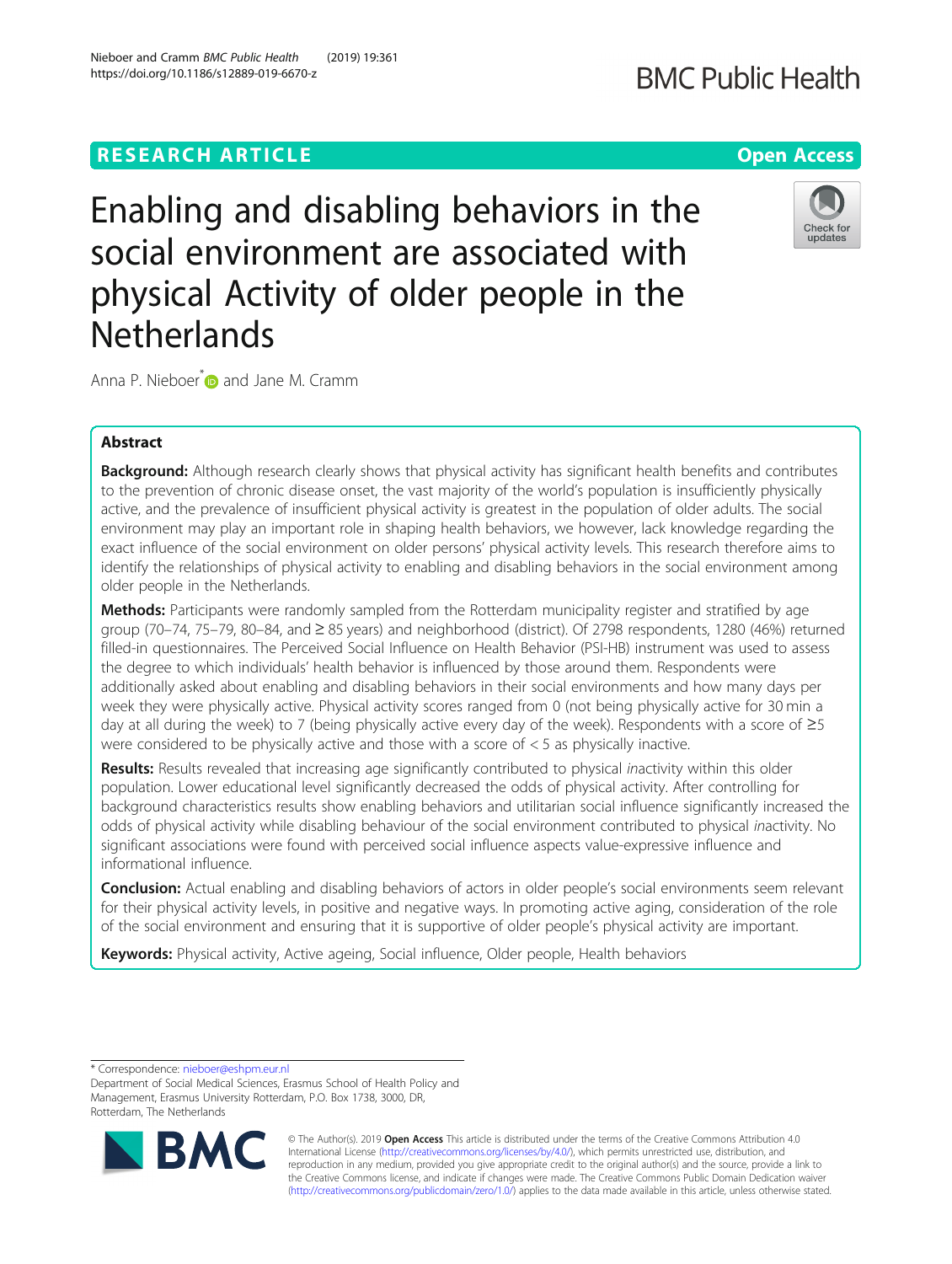RESEARCH ARTICLE

Open Access

# Enabling and disabling behaviors in the social environment are associated with physical Activity of older people in the Netherlands

Anna P. Nieboer* and Jane M. Cramm

## Abstract

**Background:** Although research clearly shows that physical activity has significant health benefits and contributes to the prevention of chronic disease onset, the vast majority of the world's population is insufficiently physically active, and the prevalence of insufficient physical activity is greatest in the population of older adults. The social environment may play an important role in shaping health behaviors, we however, lack knowledge regarding the exact influence of the social environment on older persons' physical activity levels. This research therefore aims to identify the relationships of physical activity to enabling and disabling behaviors in the social environment among older people in the Netherlands.

**Methods:** Participants were randomly sampled from the Rotterdam municipality register and stratified by age group (70–74, 75–79, 80–84, and ≥ 85 years) and neighborhood (district). Of 2798 respondents, 1280 (46%) returned filled-in questionnaires. The Perceived Social Influence on Health Behavior (PSI-HB) instrument was used to assess the degree to which individuals' health behavior is influenced by those around them. Respondents were additionally asked about enabling and disabling behaviors in their social environments and how many days per week they were physically active. Physical activity scores ranged from 0 (not being physically active for 30 min a day at all during the week) to 7 (being physically active every day of the week). Respondents with a score of ≥5 were considered to be physically active and those with a score of < 5 as physically inactive.

**Results:** Results revealed that increasing age significantly contributed to physical *in*activity within this older population. Lower educational level significantly decreased the odds of physical activity. After controlling for background characteristics results show enabling behaviors and utilitarian social influence significantly increased the odds of physical activity while disabling behaviour of the social environment contributed to physical *in*activity. No significant associations were found with perceived social influence aspects value-expressive influence and informational influence.

**Conclusion:** Actual enabling and disabling behaviors of actors in older people's social environments seem relevant for their physical activity levels, in positive and negative ways. In promoting active aging, consideration of the role of the social environment and ensuring that it is supportive of older people's physical activity are important.

**Keywords:** Physical activity, Active ageing, Social influence, Older people, Health behaviors

---

* Correspondence: nieboer@eshpm.eur.nl
Department of Social Medical Sciences, Erasmus School of Health Policy and Management, Erasmus University Rotterdam, P.O. Box 1738, 3000, DR, Rotterdam, The Netherlands

© The Author(s). 2019 **Open Access** This article is distributed under the terms of the Creative Commons Attribution 4.0 International License (http://creativecommons.org/licenses/by/4.0/), which permits unrestricted use, distribution, and reproduction in any medium, provided you give appropriate credit to the original author(s) and the source, provide a link to the Creative Commons license, and indicate if changes were made. The Creative Commons Public Domain Dedication waiver (http://creativecommons.org/publicdomain/zero/1.0/) applies to the data made available in this article, unless otherwise stated.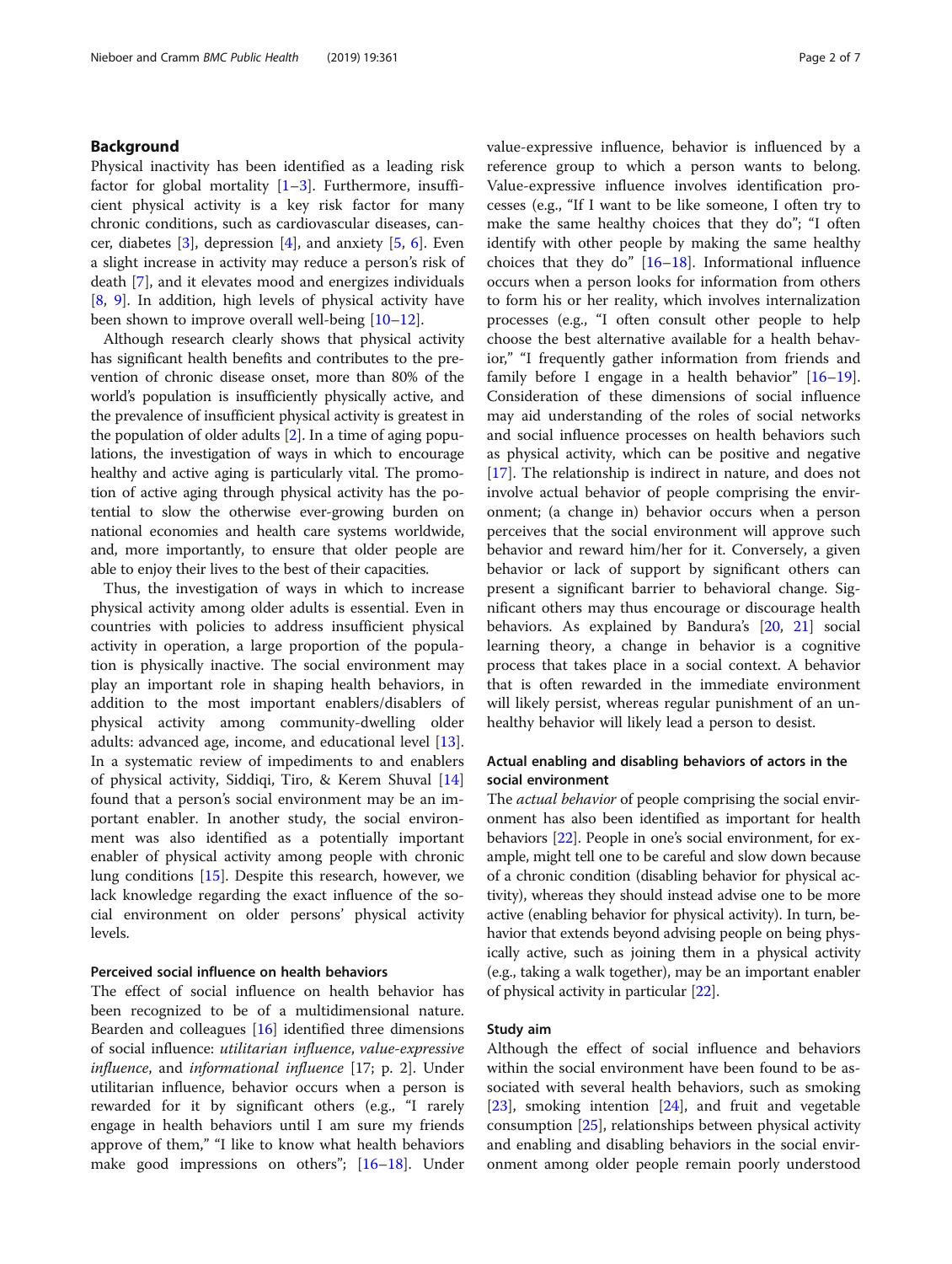## Background

Physical inactivity has been identified as a leading risk factor for global mortality [1–3]. Furthermore, insufficient physical activity is a key risk factor for many chronic conditions, such as cardiovascular diseases, cancer, diabetes [3], depression [4], and anxiety [5, 6]. Even a slight increase in activity may reduce a person's risk of death [7], and it elevates mood and energizes individuals [8, 9]. In addition, high levels of physical activity have been shown to improve overall well-being [10–12].

Although research clearly shows that physical activity has significant health benefits and contributes to the prevention of chronic disease onset, more than 80% of the world's population is insufficiently physically active, and the prevalence of insufficient physical activity is greatest in the population of older adults [2]. In a time of aging populations, the investigation of ways in which to encourage healthy and active aging is particularly vital. The promotion of active aging through physical activity has the potential to slow the otherwise ever-growing burden on national economies and health care systems worldwide, and, more importantly, to ensure that older people are able to enjoy their lives to the best of their capacities.

Thus, the investigation of ways in which to increase physical activity among older adults is essential. Even in countries with policies to address insufficient physical activity in operation, a large proportion of the population is physically inactive. The social environment may play an important role in shaping health behaviors, in addition to the most important enablers/disablers of physical activity among community-dwelling older adults: advanced age, income, and educational level [13]. In a systematic review of impediments to and enablers of physical activity, Siddiqi, Tiro, & Kerem Shuval [14] found that a person's social environment may be an important enabler. In another study, the social environment was also identified as a potentially important enabler of physical activity among people with chronic lung conditions [15]. Despite this research, however, we lack knowledge regarding the exact influence of the social environment on older persons' physical activity levels.

### Perceived social influence on health behaviors

The effect of social influence on health behavior has been recognized to be of a multidimensional nature. Bearden and colleagues [16] identified three dimensions of social influence: *utilitarian influence*, *value-expressive influence*, and *informational influence* [17; p. 2]. Under utilitarian influence, behavior occurs when a person is rewarded for it by significant others (e.g., "I rarely engage in health behaviors until I am sure my friends approve of them," "I like to know what health behaviors make good impressions on others"; [16–18]. Under value-expressive influence, behavior is influenced by a reference group to which a person wants to belong. Value-expressive influence involves identification processes (e.g., "If I want to be like someone, I often try to make the same healthy choices that they do"; "I often identify with other people by making the same healthy choices that they do" [16–18]. Informational influence occurs when a person looks for information from others to form his or her reality, which involves internalization processes (e.g., "I often consult other people to help choose the best alternative available for a health behavior," "I frequently gather information from friends and family before I engage in a health behavior" [16–19]. Consideration of these dimensions of social influence may aid understanding of the roles of social networks and social influence processes on health behaviors such as physical activity, which can be positive and negative [17]. The relationship is indirect in nature, and does not involve actual behavior of people comprising the environment; (a change in) behavior occurs when a person perceives that the social environment will approve such behavior and reward him/her for it. Conversely, a given behavior or lack of support by significant others can present a significant barrier to behavioral change. Significant others may thus encourage or discourage health behaviors. As explained by Bandura's [20, 21] social learning theory, a change in behavior is a cognitive process that takes place in a social context. A behavior that is often rewarded in the immediate environment will likely persist, whereas regular punishment of an unhealthy behavior will likely lead a person to desist.

### Actual enabling and disabling behaviors of actors in the social environment

The *actual behavior* of people comprising the social environment has also been identified as important for health behaviors [22]. People in one's social environment, for example, might tell one to be careful and slow down because of a chronic condition (disabling behavior for physical activity), whereas they should instead advise one to be more active (enabling behavior for physical activity). In turn, behavior that extends beyond advising people on being physically active, such as joining them in a physical activity (e.g., taking a walk together), may be an important enabler of physical activity in particular [22].

### Study aim

Although the effect of social influence and behaviors within the social environment have been found to be associated with several health behaviors, such as smoking [23], smoking intention [24], and fruit and vegetable consumption [25], relationships between physical activity and enabling and disabling behaviors in the social environment among older people remain poorly understood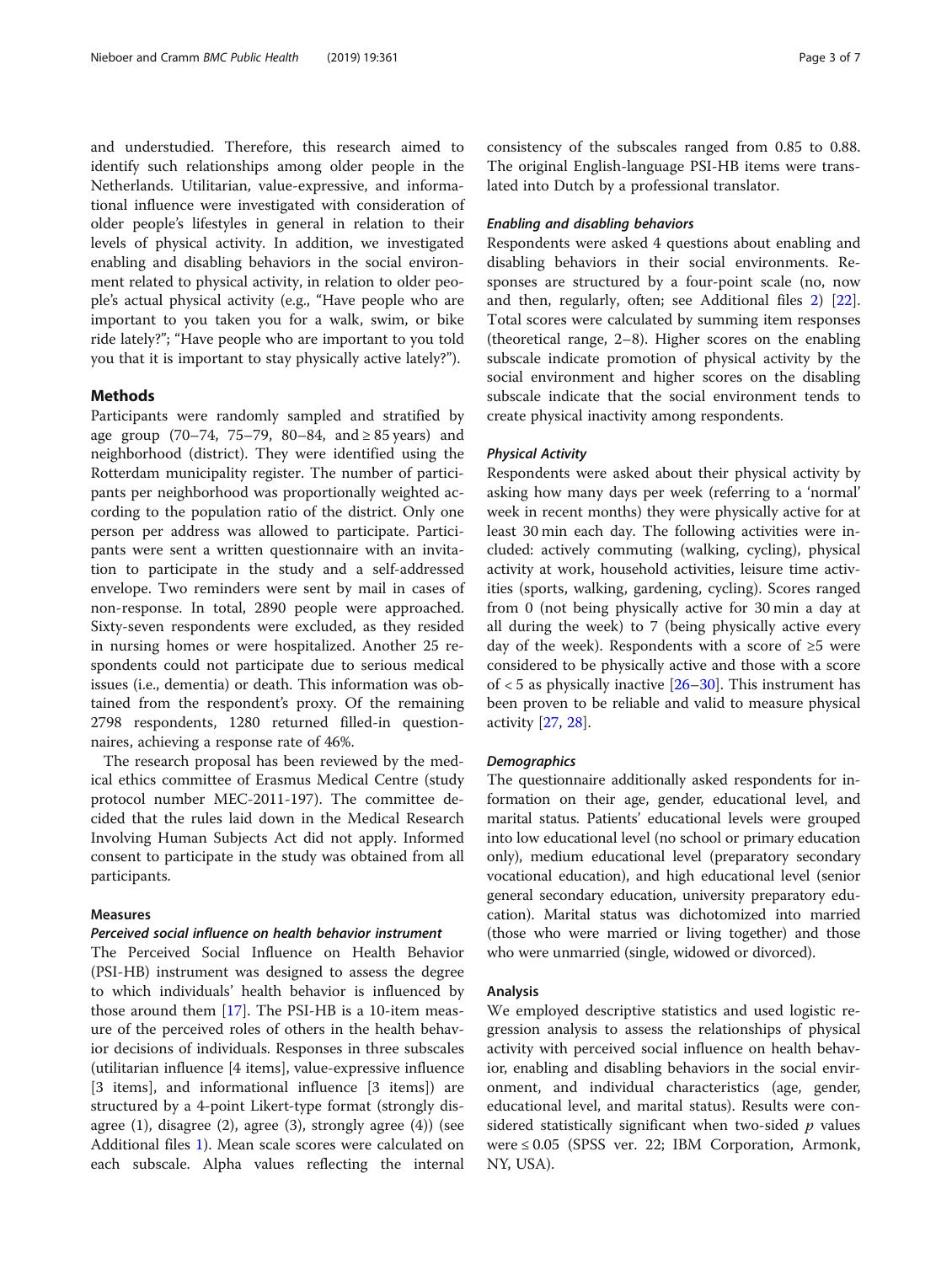and understudied. Therefore, this research aimed to identify such relationships among older people in the Netherlands. Utilitarian, value-expressive, and informational influence were investigated with consideration of older people's lifestyles in general in relation to their levels of physical activity. In addition, we investigated enabling and disabling behaviors in the social environment related to physical activity, in relation to older people's actual physical activity (e.g., "Have people who are important to you taken you for a walk, swim, or bike ride lately?"; "Have people who are important to you told you that it is important to stay physically active lately?").

## Methods

Participants were randomly sampled and stratified by age group (70–74, 75–79, 80–84, and ≥ 85 years) and neighborhood (district). They were identified using the Rotterdam municipality register. The number of participants per neighborhood was proportionally weighted according to the population ratio of the district. Only one person per address was allowed to participate. Participants were sent a written questionnaire with an invitation to participate in the study and a self-addressed envelope. Two reminders were sent by mail in cases of non-response. In total, 2890 people were approached. Sixty-seven respondents were excluded, as they resided in nursing homes or were hospitalized. Another 25 respondents could not participate due to serious medical issues (i.e., dementia) or death. This information was obtained from the respondent's proxy. Of the remaining 2798 respondents, 1280 returned filled-in questionnaires, achieving a response rate of 46%.

The research proposal has been reviewed by the medical ethics committee of Erasmus Medical Centre (study protocol number MEC-2011-197). The committee decided that the rules laid down in the Medical Research Involving Human Subjects Act did not apply. Informed consent to participate in the study was obtained from all participants.

### Measures

#### *Perceived social influence on health behavior instrument*

The Perceived Social Influence on Health Behavior (PSI-HB) instrument was designed to assess the degree to which individuals' health behavior is influenced by those around them [17]. The PSI-HB is a 10-item measure of the perceived roles of others in the health behavior decisions of individuals. Responses in three subscales (utilitarian influence [4 items], value-expressive influence [3 items], and informational influence [3 items]) are structured by a 4-point Likert-type format (strongly disagree (1), disagree (2), agree (3), strongly agree (4)) (see Additional files 1). Mean scale scores were calculated on each subscale. Alpha values reflecting the internal consistency of the subscales ranged from 0.85 to 0.88. The original English-language PSI-HB items were translated into Dutch by a professional translator.

#### *Enabling and disabling behaviors*

Respondents were asked 4 questions about enabling and disabling behaviors in their social environments. Responses are structured by a four-point scale (no, now and then, regularly, often; see Additional files 2) [22]. Total scores were calculated by summing item responses (theoretical range, 2–8). Higher scores on the enabling subscale indicate promotion of physical activity by the social environment and higher scores on the disabling subscale indicate that the social environment tends to create physical inactivity among respondents.

#### *Physical Activity*

Respondents were asked about their physical activity by asking how many days per week (referring to a 'normal' week in recent months) they were physically active for at least 30 min each day. The following activities were included: actively commuting (walking, cycling), physical activity at work, household activities, leisure time activities (sports, walking, gardening, cycling). Scores ranged from 0 (not being physically active for 30 min a day at all during the week) to 7 (being physically active every day of the week). Respondents with a score of ≥5 were considered to be physically active and those with a score of < 5 as physically inactive [26–30]. This instrument has been proven to be reliable and valid to measure physical activity [27, 28].

#### *Demographics*

The questionnaire additionally asked respondents for information on their age, gender, educational level, and marital status. Patients' educational levels were grouped into low educational level (no school or primary education only), medium educational level (preparatory secondary vocational education), and high educational level (senior general secondary education, university preparatory education). Marital status was dichotomized into married (those who were married or living together) and those who were unmarried (single, widowed or divorced).

### Analysis

We employed descriptive statistics and used logistic regression analysis to assess the relationships of physical activity with perceived social influence on health behavior, enabling and disabling behaviors in the social environment, and individual characteristics (age, gender, educational level, and marital status). Results were considered statistically significant when two-sided $p$ values were ≤ 0.05 (SPSS ver. 22; IBM Corporation, Armonk, NY, USA).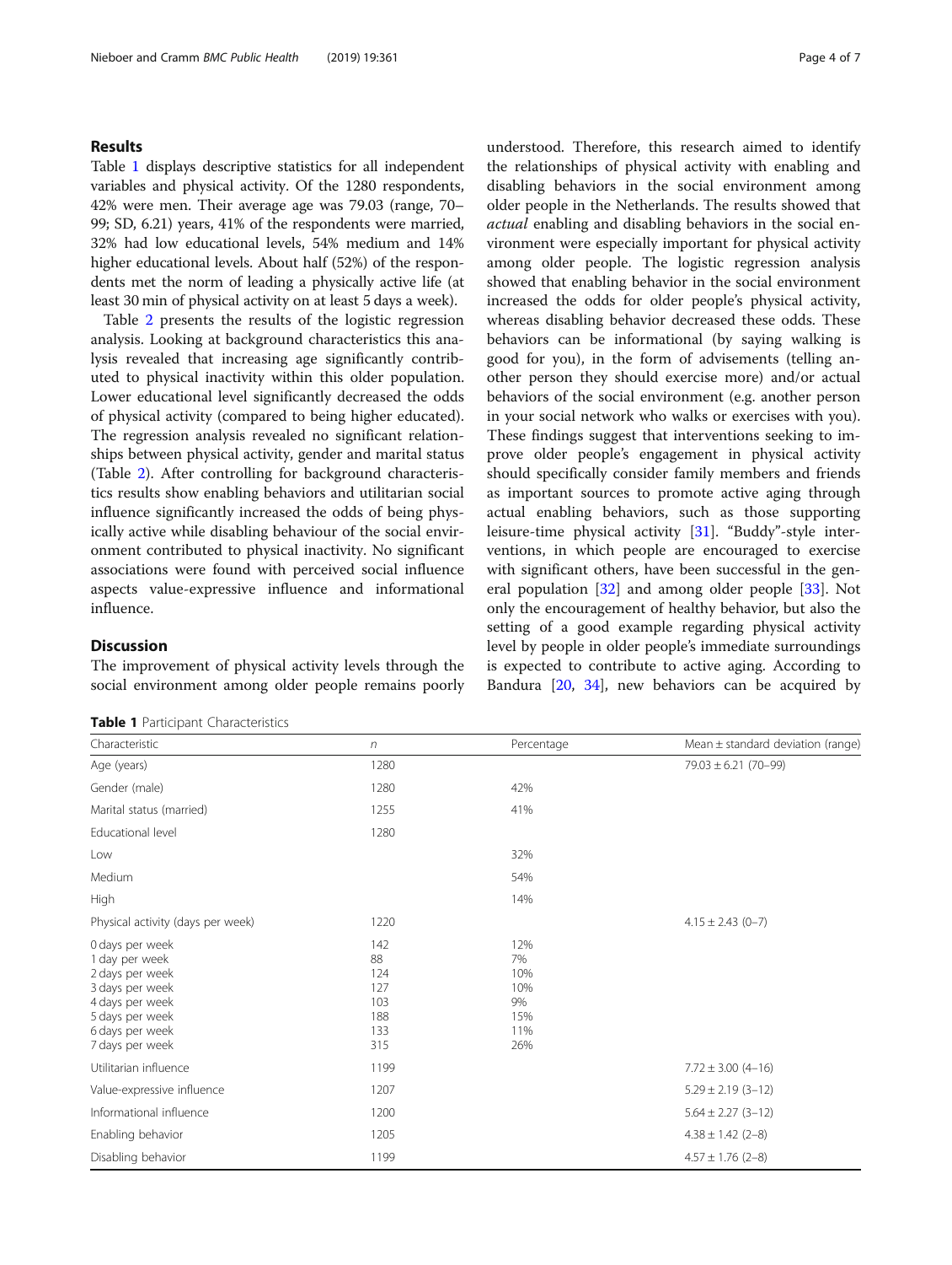## Results

Table 1 displays descriptive statistics for all independent variables and physical activity. Of the 1280 respondents, 42% were men. Their average age was 79.03 (range, 70–99; SD, 6.21) years, 41% of the respondents were married, 32% had low educational levels, 54% medium and 14% higher educational levels. About half (52%) of the respondents met the norm of leading a physically active life (at least 30 min of physical activity on at least 5 days a week).

Table 2 presents the results of the logistic regression analysis. Looking at background characteristics this analysis revealed that increasing age significantly contributed to physical inactivity within this older population. Lower educational level significantly decreased the odds of physical activity (compared to being higher educated). The regression analysis revealed no significant relationships between physical activity, gender and marital status (Table 2). After controlling for background characteristics results show enabling behaviors and utilitarian social influence significantly increased the odds of being physically active while disabling behaviour of the social environment contributed to physical inactivity. No significant associations were found with perceived social influence aspects value-expressive influence and informational influence.

## Discussion

The improvement of physical activity levels through the social environment among older people remains poorly understood. Therefore, this research aimed to identify the relationships of physical activity with enabling and disabling behaviors in the social environment among older people in the Netherlands. The results showed that *actual* enabling and disabling behaviors in the social environment were especially important for physical activity among older people. The logistic regression analysis showed that enabling behavior in the social environment increased the odds for older people's physical activity, whereas disabling behavior decreased these odds. These behaviors can be informational (by saying walking is good for you), in the form of advisements (telling another person they should exercise more) and/or actual behaviors of the social environment (e.g. another person in your social network who walks or exercises with you). These findings suggest that interventions seeking to improve older people's engagement in physical activity should specifically consider family members and friends as important sources to promote active aging through actual enabling behaviors, such as those supporting leisure-time physical activity [31]. "Buddy"-style interventions, in which people are encouraged to exercise with significant others, have been successful in the general population [32] and among older people [33]. Not only the encouragement of healthy behavior, but also the setting of a good example regarding physical activity level by people in older people's immediate surroundings is expected to contribute to active aging. According to Bandura [20, 34], new behaviors can be acquired by

**Table 1** Participant Characteristics

| Characteristic | n | Percentage | Mean ± standard deviation (range) |
|---|---|---|---|
| Age (years) | 1280 | | 79.03 ± 6.21 (70–99) |
| Gender (male) | 1280 | 42% | |
| Marital status (married) | 1255 | 41% | |
| Educational level | 1280 | | |
| Low | | 32% | |
| Medium | | 54% | |
| High | | 14% | |
| Physical activity (days per week) | 1220 | | 4.15 ± 2.43 (0–7) |
| 0 days per week | 142 | 12% | |
| 1 day per week | 88 | 7% | |
| 2 days per week | 124 | 10% | |
| 3 days per week | 127 | 10% | |
| 4 days per week | 103 | 9% | |
| 5 days per week | 188 | 15% | |
| 6 days per week | 133 | 11% | |
| 7 days per week | 315 | 26% | |
| Utilitarian influence | 1199 | | 7.72 ± 3.00 (4–16) |
| Value-expressive influence | 1207 | | 5.29 ± 2.19 (3–12) |
| Informational influence | 1200 | | 5.64 ± 2.27 (3–12) |
| Enabling behavior | 1205 | | 4.38 ± 1.42 (2–8) |
| Disabling behavior | 1199 | | 4.57 ± 1.76 (2–8) |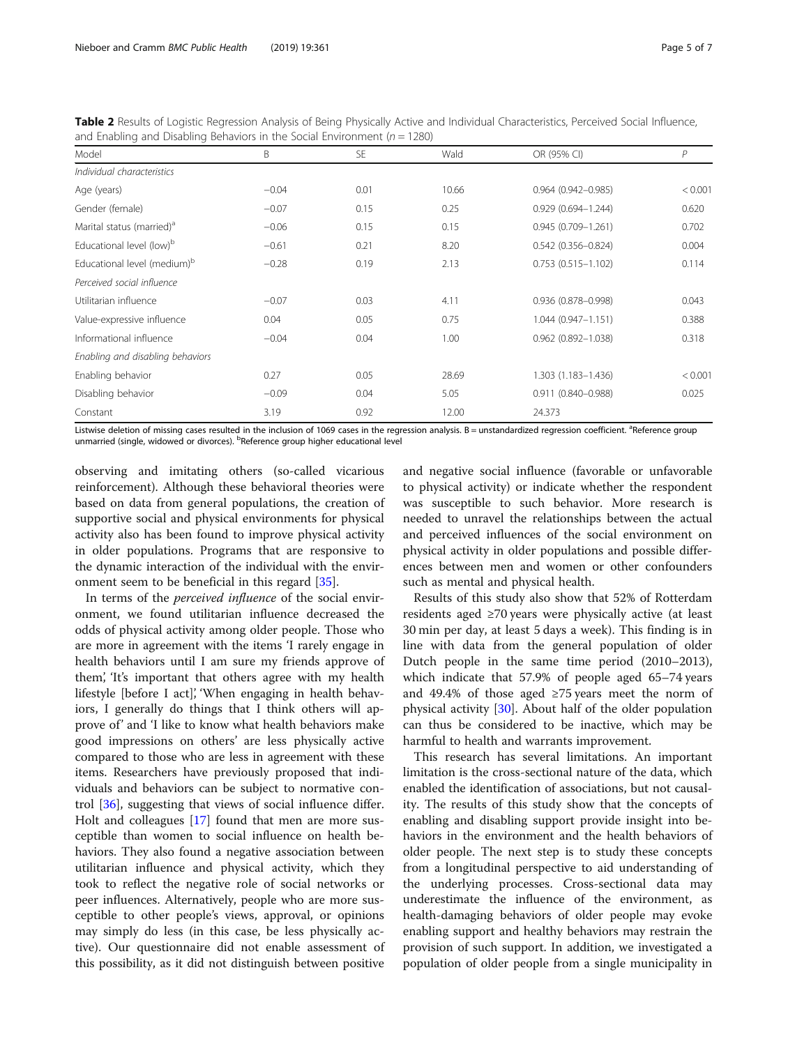**Table 2** Results of Logistic Regression Analysis of Being Physically Active and Individual Characteristics, Perceived Social Influence, and Enabling and Disabling Behaviors in the Social Environment ($n = 1280$)

| Model | B | SE | Wald | OR (95% CI) | *P* |
|---|---|---|---|---|---|
| *Individual characteristics* | | | | | |
| Age (years) | −0.04 | 0.01 | 10.66 | 0.964 (0.942–0.985) | < 0.001 |
| Gender (female) | −0.07 | 0.15 | 0.25 | 0.929 (0.694–1.244) | 0.620 |
| Marital status (married)[a] | −0.06 | 0.15 | 0.15 | 0.945 (0.709–1.261) | 0.702 |
| Educational level (low)[b] | −0.61 | 0.21 | 8.20 | 0.542 (0.356–0.824) | 0.004 |
| Educational level (medium)[b] | −0.28 | 0.19 | 2.13 | 0.753 (0.515–1.102) | 0.114 |
| *Perceived social influence* | | | | | |
| Utilitarian influence | −0.07 | 0.03 | 4.11 | 0.936 (0.878–0.998) | 0.043 |
| Value-expressive influence | 0.04 | 0.05 | 0.75 | 1.044 (0.947–1.151) | 0.388 |
| Informational influence | −0.04 | 0.04 | 1.00 | 0.962 (0.892–1.038) | 0.318 |
| *Enabling and disabling behaviors* | | | | | |
| Enabling behavior | 0.27 | 0.05 | 28.69 | 1.303 (1.183–1.436) | < 0.001 |
| Disabling behavior | −0.09 | 0.04 | 5.05 | 0.911 (0.840–0.988) | 0.025 |
| Constant | 3.19 | 0.92 | 12.00 | 24.373 | |

Listwise deletion of missing cases resulted in the inclusion of 1069 cases in the regression analysis. B = unstandardized regression coefficient. [a]Reference group unmarried (single, widowed or divorces). [b]Reference group higher educational level

observing and imitating others (so-called vicarious reinforcement). Although these behavioral theories were based on data from general populations, the creation of supportive social and physical environments for physical activity also has been found to improve physical activity in older populations. Programs that are responsive to the dynamic interaction of the individual with the environment seem to be beneficial in this regard [35].

In terms of the *perceived influence* of the social environment, we found utilitarian influence decreased the odds of physical activity among older people. Those who are more in agreement with the items 'I rarely engage in health behaviors until I am sure my friends approve of them', 'It's important that others agree with my health lifestyle [before I act]', 'When engaging in health behaviors, I generally do things that I think others will approve of' and 'I like to know what health behaviors make good impressions on others' are less physically active compared to those who are less in agreement with these items. Researchers have previously proposed that individuals and behaviors can be subject to normative control [36], suggesting that views of social influence differ. Holt and colleagues [17] found that men are more susceptible than women to social influence on health behaviors. They also found a negative association between utilitarian influence and physical activity, which they took to reflect the negative role of social networks or peer influences. Alternatively, people who are more susceptible to other people's views, approval, or opinions may simply do less (in this case, be less physically active). Our questionnaire did not enable assessment of this possibility, as it did not distinguish between positive and negative social influence (favorable or unfavorable to physical activity) or indicate whether the respondent was susceptible to such behavior. More research is needed to unravel the relationships between the actual and perceived influences of the social environment on physical activity in older populations and possible differences between men and women or other confounders such as mental and physical health.

Results of this study also show that 52% of Rotterdam residents aged ≥70 years were physically active (at least 30 min per day, at least 5 days a week). This finding is in line with data from the general population of older Dutch people in the same time period (2010–2013), which indicate that 57.9% of people aged 65–74 years and 49.4% of those aged ≥75 years meet the norm of physical activity [30]. About half of the older population can thus be considered to be inactive, which may be harmful to health and warrants improvement.

This research has several limitations. An important limitation is the cross-sectional nature of the data, which enabled the identification of associations, but not causality. The results of this study show that the concepts of enabling and disabling support provide insight into behaviors in the environment and the health behaviors of older people. The next step is to study these concepts from a longitudinal perspective to aid understanding of the underlying processes. Cross-sectional data may underestimate the influence of the environment, as health-damaging behaviors of older people may evoke enabling support and healthy behaviors may restrain the provision of such support. In addition, we investigated a population of older people from a single municipality in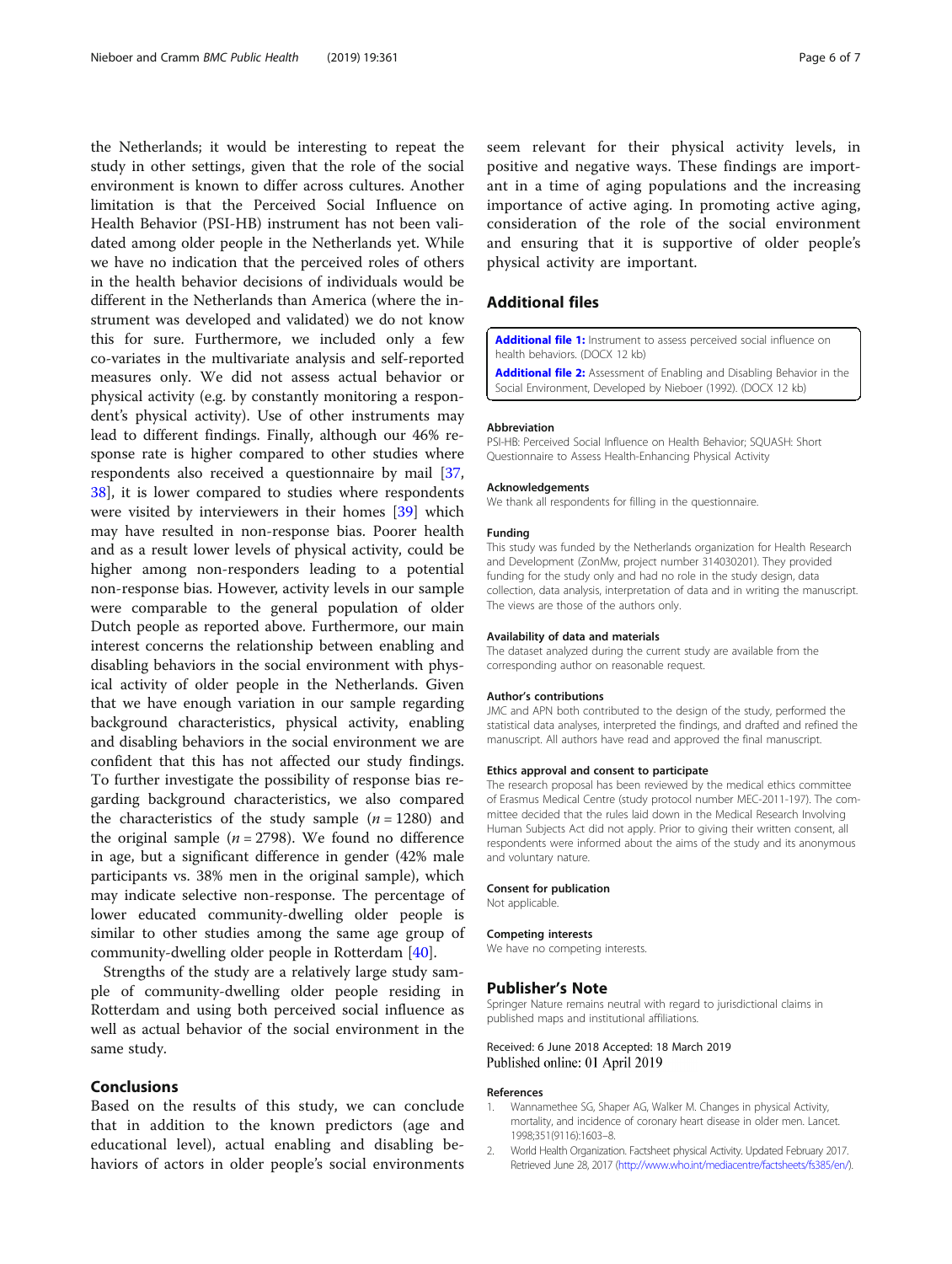the Netherlands; it would be interesting to repeat the study in other settings, given that the role of the social environment is known to differ across cultures. Another limitation is that the Perceived Social Influence on Health Behavior (PSI-HB) instrument has not been validated among older people in the Netherlands yet. While we have no indication that the perceived roles of others in the health behavior decisions of individuals would be different in the Netherlands than America (where the instrument was developed and validated) we do not know this for sure. Furthermore, we included only a few co-variates in the multivariate analysis and self-reported measures only. We did not assess actual behavior or physical activity (e.g. by constantly monitoring a respondent's physical activity). Use of other instruments may lead to different findings. Finally, although our 46% response rate is higher compared to other studies where respondents also received a questionnaire by mail [37, 38], it is lower compared to studies where respondents were visited by interviewers in their homes [39] which may have resulted in non-response bias. Poorer health and as a result lower levels of physical activity, could be higher among non-responders leading to a potential non-response bias. However, activity levels in our sample were comparable to the general population of older Dutch people as reported above. Furthermore, our main interest concerns the relationship between enabling and disabling behaviors in the social environment with physical activity of older people in the Netherlands. Given that we have enough variation in our sample regarding background characteristics, physical activity, enabling and disabling behaviors in the social environment we are confident that this has not affected our study findings. To further investigate the possibility of response bias regarding background characteristics, we also compared the characteristics of the study sample ($n = 1280$) and the original sample ($n = 2798$). We found no difference in age, but a significant difference in gender (42% male participants vs. 38% men in the original sample), which may indicate selective non-response. The percentage of lower educated community-dwelling older people is similar to other studies among the same age group of community-dwelling older people in Rotterdam [40].

Strengths of the study are a relatively large study sample of community-dwelling older people residing in Rotterdam and using both perceived social influence as well as actual behavior of the social environment in the same study.

## Conclusions

Based on the results of this study, we can conclude that in addition to the known predictors (age and educational level), actual enabling and disabling behaviors of actors in older people's social environments seem relevant for their physical activity levels, in positive and negative ways. These findings are important in a time of aging populations and the increasing importance of active aging. In promoting active aging, consideration of the role of the social environment and ensuring that it is supportive of older people's physical activity are important.

## Additional files

**Additional file 1:** Instrument to assess perceived social influence on health behaviors. (DOCX 12 kb)

**Additional file 2:** Assessment of Enabling and Disabling Behavior in the Social Environment, Developed by Nieboer (1992). (DOCX 12 kb)

#### Abbreviation

PSI-HB: Perceived Social Influence on Health Behavior; SQUASH: Short Questionnaire to Assess Health-Enhancing Physical Activity

#### Acknowledgements

We thank all respondents for filling in the questionnaire.

#### Funding

This study was funded by the Netherlands organization for Health Research and Development (ZonMw, project number 314030201). They provided funding for the study only and had no role in the study design, data collection, data analysis, interpretation of data and in writing the manuscript. The views are those of the authors only.

#### Availability of data and materials

The dataset analyzed during the current study are available from the corresponding author on reasonable request.

#### Author's contributions

JMC and APN both contributed to the design of the study, performed the statistical data analyses, interpreted the findings, and drafted and refined the manuscript. All authors have read and approved the final manuscript.

#### Ethics approval and consent to participate

The research proposal has been reviewed by the medical ethics committee of Erasmus Medical Centre (study protocol number MEC-2011-197). The committee decided that the rules laid down in the Medical Research Involving Human Subjects Act did not apply. Prior to giving their written consent, all respondents were informed about the aims of the study and its anonymous and voluntary nature.

#### Consent for publication

Not applicable.

#### Competing interests

We have no competing interests.

### Publisher's Note

Springer Nature remains neutral with regard to jurisdictional claims in published maps and institutional affiliations.

Received: 6 June 2018 Accepted: 18 March 2019
Published online: 01 April 2019

#### References

1. Wannamethee SG, Shaper AG, Walker M. Changes in physical Activity, mortality, and incidence of coronary heart disease in older men. Lancet. 1998;351(9116):1603–8.
2. World Health Organization. Factsheet physical Activity. Updated February 2017. Retrieved June 28, 2017 (http://www.who.int/mediacentre/factsheets/fs385/en/).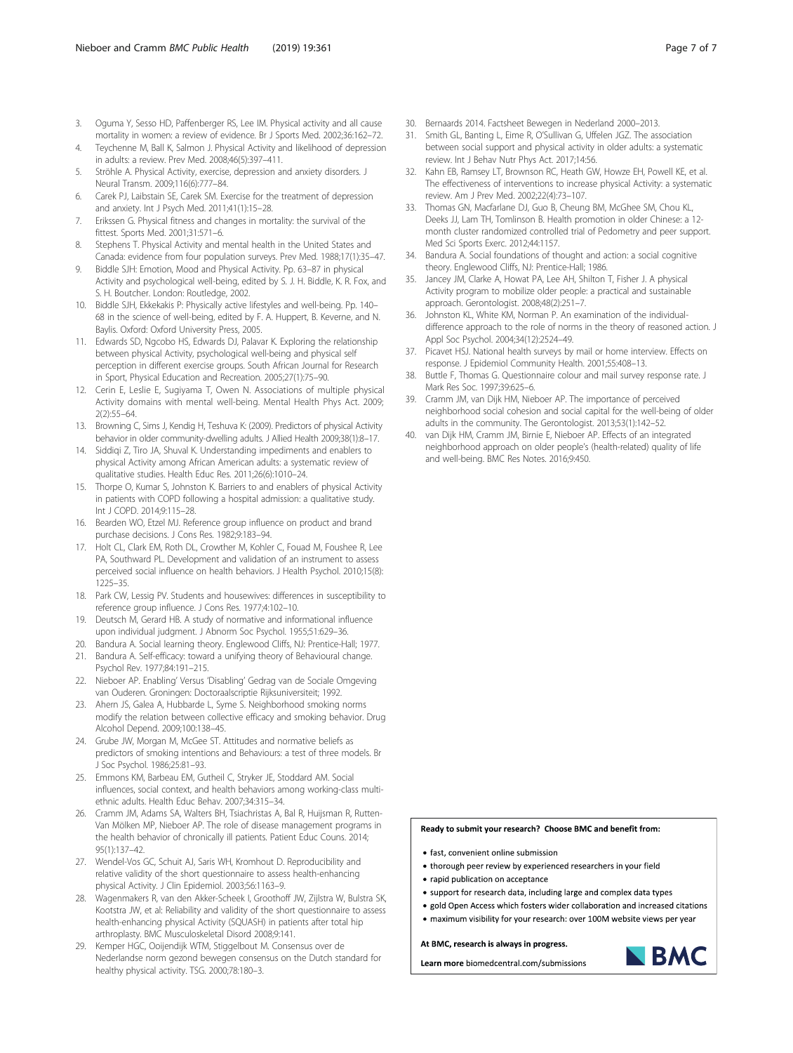3. Oguma Y, Sesso HD, Paffenberger RS, Lee IM. Physical activity and all cause mortality in women: a review of evidence. Br J Sports Med. 2002;36:162–72.
4. Teychenne M, Ball K, Salmon J. Physical Activity and likelihood of depression in adults: a review. Prev Med. 2008;46(5):397–411.
5. Ströhle A. Physical Activity, exercise, depression and anxiety disorders. J Neural Transm. 2009;116(6):777–84.
6. Carek PJ, Laibstain SE, Carek SM. Exercise for the treatment of depression and anxiety. Int J Psych Med. 2011;41(1):15–28.
7. Erikssen G. Physical fitness and changes in mortality: the survival of the fittest. Sports Med. 2001;31:571–6.
8. Stephens T. Physical Activity and mental health in the United States and Canada: evidence from four population surveys. Prev Med. 1988;17(1):35–47.
9. Biddle SJH: Emotion, Mood and Physical Activity. Pp. 63–87 in physical Activity and psychological well-being, edited by S. J. H. Biddle, K. R. Fox, and S. H. Boutcher. London: Routledge, 2002.
10. Biddle SJH, Ekkekakis P: Physically active lifestyles and well-being. Pp. 140–68 in the science of well-being, edited by F. A. Huppert, B. Keverne, and N. Baylis. Oxford: Oxford University Press, 2005.
11. Edwards SD, Ngcobo HS, Edwards DJ, Palavar K. Exploring the relationship between physical Activity, psychological well-being and physical self perception in different exercise groups. South African Journal for Research in Sport, Physical Education and Recreation. 2005;27(1):75–90.
12. Cerin E, Leslie E, Sugiyama T, Owen N. Associations of multiple physical Activity domains with mental well-being. Mental Health Phys Act. 2009; 2(2):55–64.
13. Browning C, Sims J, Kendig H, Teshuva K: (2009). Predictors of physical Activity behavior in older community-dwelling adults. J Allied Health 2009;38(1):8–17.
14. Siddiqi Z, Tiro JA, Shuval K. Understanding impediments and enablers to physical Activity among African American adults: a systematic review of qualitative studies. Health Educ Res. 2011;26(6):1010–24.
15. Thorpe O, Kumar S, Johnston K. Barriers to and enablers of physical Activity in patients with COPD following a hospital admission: a qualitative study. Int J COPD. 2014;9:115–28.
16. Bearden WO, Etzel MJ. Reference group influence on product and brand purchase decisions. J Cons Res. 1982;9:183–94.
17. Holt CL, Clark EM, Roth DL, Crowther M, Kohler C, Fouad M, Foushee R, Lee PA, Southward PL. Development and validation of an instrument to assess perceived social influence on health behaviors. J Health Psychol. 2010;15(8): 1225–35.
18. Park CW, Lessig PV. Students and housewives: differences in susceptibility to reference group influence. J Cons Res. 1977;4:102–10.
19. Deutsch M, Gerard HB. A study of normative and informational influence upon individual judgment. J Abnorm Soc Psychol. 1955;51:629–36.
20. Bandura A. Social learning theory. Englewood Cliffs, NJ: Prentice-Hall; 1977.
21. Bandura A. Self-efficacy: toward a unifying theory of Behavioural change. Psychol Rev. 1977;84:191–215.
22. Nieboer AP. Enabling' Versus 'Disabling' Gedrag van de Sociale Omgeving van Ouderen. Groningen: Doctoraalscriptie Rijksuniversiteit; 1992.
23. Ahern JS, Galea A, Hubbarde L, Syme S. Neighborhood smoking norms modify the relation between collective efficacy and smoking behavior. Drug Alcohol Depend. 2009;100:138–45.
24. Grube JW, Morgan M, McGee ST. Attitudes and normative beliefs as predictors of smoking intentions and Behaviours: a test of three models. Br J Soc Psychol. 1986;25:81–93.
25. Emmons KM, Barbeau EM, Gutheil C, Stryker JE, Stoddard AM. Social influences, social context, and health behaviors among working-class multi-ethnic adults. Health Educ Behav. 2007;34:315–34.
26. Cramm JM, Adams SA, Walters BH, Tsiachristas A, Bal R, Huijsman R, Rutten-Van Mölken MP, Nieboer AP. The role of disease management programs in the health behavior of chronically ill patients. Patient Educ Couns. 2014; 95(1):137–42.
27. Wendel-Vos GC, Schuit AJ, Saris WH, Kromhout D. Reproducibility and relative validity of the short questionnaire to assess health-enhancing physical Activity. J Clin Epidemiol. 2003;56:1163–9.
28. Wagenmakers R, van den Akker-Scheek I, Groothoff JW, Zijlstra W, Bulstra SK, Kootstra JW, et al: Reliability and validity of the short questionnaire to assess health-enhancing physical Activity (SQUASH) in patients after total hip arthroplasty. BMC Musculoskeletal Disord 2008;9:141.
29. Kemper HGC, Ooijendijk WTM, Stiggelbout M. Consensus over de Nederlandse norm gezond bewegen consensus on the Dutch standard for healthy physical activity. TSG. 2000;78:180–3.
30. Bernaards 2014. Factsheet Bewegen in Nederland 2000–2013.
31. Smith GL, Banting L, Eime R, O'Sullivan G, Uffelen JGZ. The association between social support and physical activity in older adults: a systematic review. Int J Behav Nutr Phys Act. 2017;14:56.
32. Kahn EB, Ramsey LT, Brownson RC, Heath GW, Howze EH, Powell KE, et al. The effectiveness of interventions to increase physical Activity: a systematic review. Am J Prev Med. 2002;22(4):73–107.
33. Thomas GN, Macfarlane DJ, Guo B, Cheung BM, McGhee SM, Chou KL, Deeks JJ, Lam TH, Tomlinson B. Health promotion in older Chinese: a 12-month cluster randomized controlled trial of Pedometry and peer support. Med Sci Sports Exerc. 2012;44:1157.
34. Bandura A. Social foundations of thought and action: a social cognitive theory. Englewood Cliffs, NJ: Prentice-Hall; 1986.
35. Jancey JM, Clarke A, Howat PA, Lee AH, Shilton T, Fisher J. A physical Activity program to mobilize older people: a practical and sustainable approach. Gerontologist. 2008;48(2):251–7.
36. Johnston KL, White KM, Norman P. An examination of the individual-difference approach to the role of norms in the theory of reasoned action. J Appl Soc Psychol. 2004;34(12):2524–49.
37. Picavet HSJ. National health surveys by mail or home interview. Effects on response. J Epidemiol Community Health. 2001;55:408–13.
38. Buttle F, Thomas G. Questionnaire colour and mail survey response rate. J Mark Res Soc. 1997;39:625–6.
39. Cramm JM, van Dijk HM, Nieboer AP. The importance of perceived neighborhood social cohesion and social capital for the well-being of older adults in the community. The Gerontologist. 2013;53(1):142–52.
40. van Dijk HM, Cramm JM, Birnie E, Nieboer AP. Effects of an integrated neighborhood approach on older people's (health-related) quality of life and well-being. BMC Res Notes. 2016;9:450.

**Ready to submit your research? Choose BMC and benefit from:**

- fast, convenient online submission
- thorough peer review by experienced researchers in your field
- rapid publication on acceptance
- support for research data, including large and complex data types
- gold Open Access which fosters wider collaboration and increased citations
- maximum visibility for your research: over 100M website views per year

**At BMC, research is always in progress.**

**Learn more** biomedcentral.com/submissions